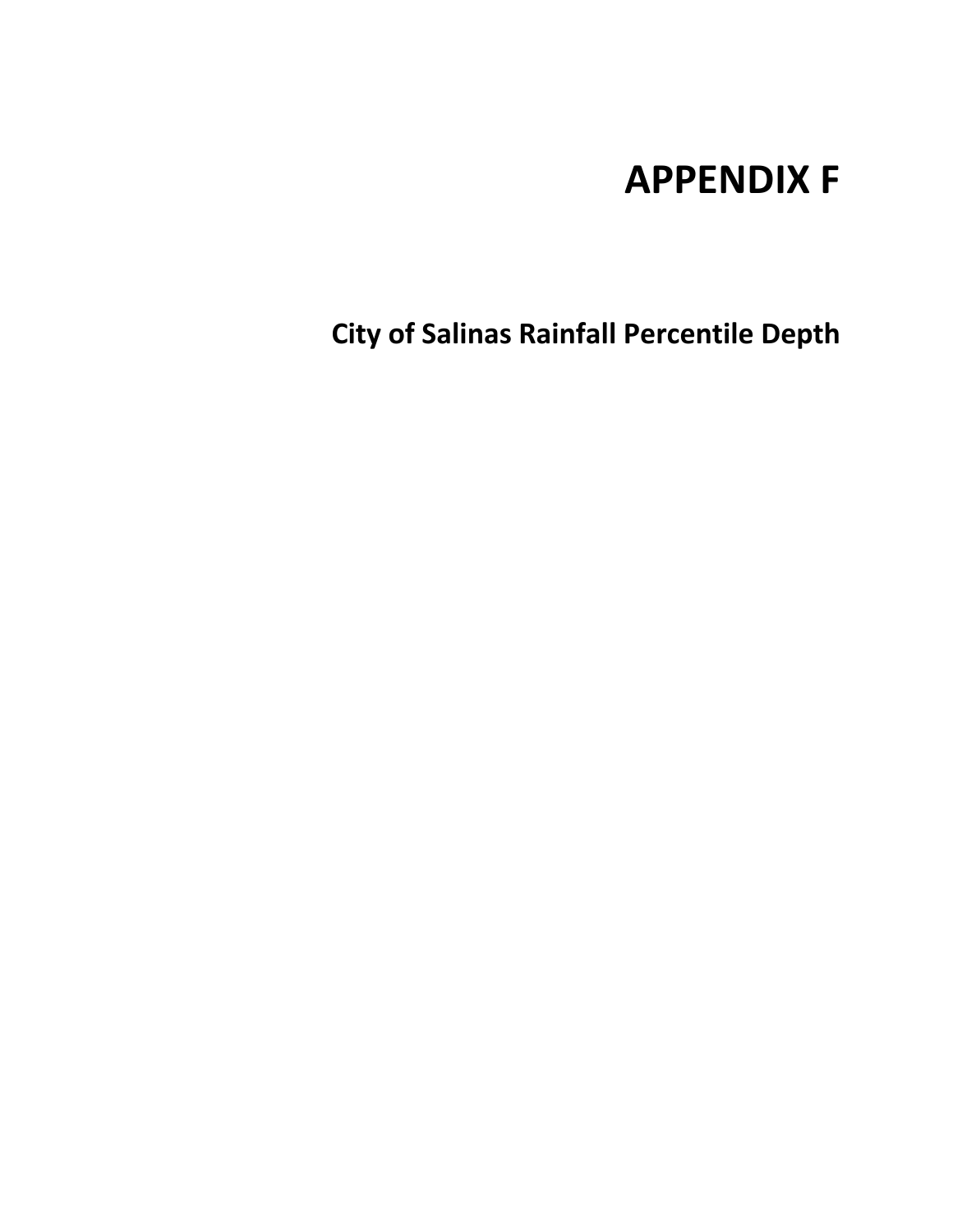# APPENDIX F

## City of Salinas Rainfall Percentile Depth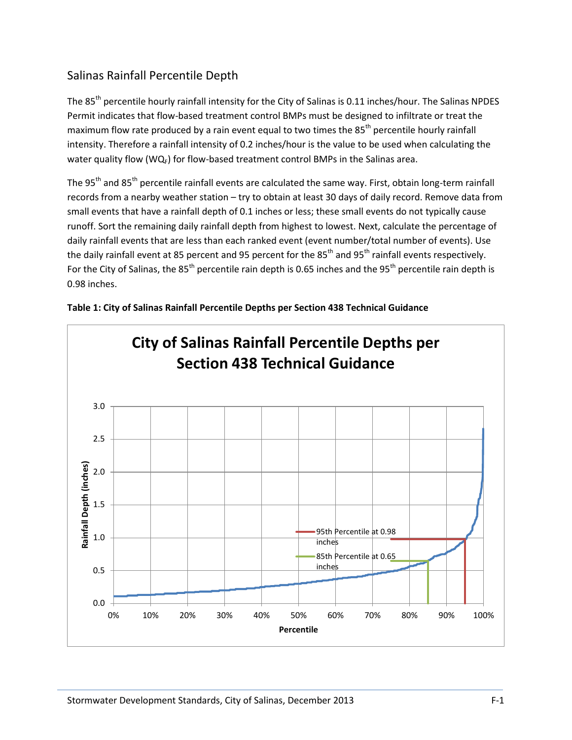## Salinas Rainfall Percentile Depth

The 85th percentile hourly rainfall intensity for the City of Salinas is 0.11 inches/hour. The Salinas NPDES Permit indicates that flow-based treatment control BMPs must be designed to infiltrate or treat the maximum flow rate produced by a rain event equal to two times the 85th percentile hourly rainfall intensity. Therefore a rainfall intensity of 0.2 inches/hour is the value to be used when calculating the water quality flow ($WQ_F$) for flow-based treatment control BMPs in the Salinas area.

The 95th and 85th percentile rainfall events are calculated the same way. First, obtain long-term rainfall records from a nearby weather station – try to obtain at least 30 days of daily record. Remove data from small events that have a rainfall depth of 0.1 inches or less; these small events do not typically cause runoff. Sort the remaining daily rainfall depth from highest to lowest. Next, calculate the percentage of daily rainfall events that are less than each ranked event (event number/total number of events). Use the daily rainfall event at 85 percent and 95 percent for the 85th and 95th rainfall events respectively. For the City of Salinas, the 85th percentile rain depth is 0.65 inches and the 95th percentile rain depth is 0.98 inches.

**Table 1: City of Salinas Rainfall Percentile Depths per Section 438 Technical Guidance**

City of Salinas Rainfall Percentile Depths per Section 438 Technical Guidance

Rainfall Depth (inches)

3.0
2.5
2.0
1.5
1.0
0.5
0.0

95th Percentile at 0.98 inches

85th Percentile at 0.65 inches

0%
10%
20%
30%
40%
50%
60%
70%
80%
90%
100%

Percentile